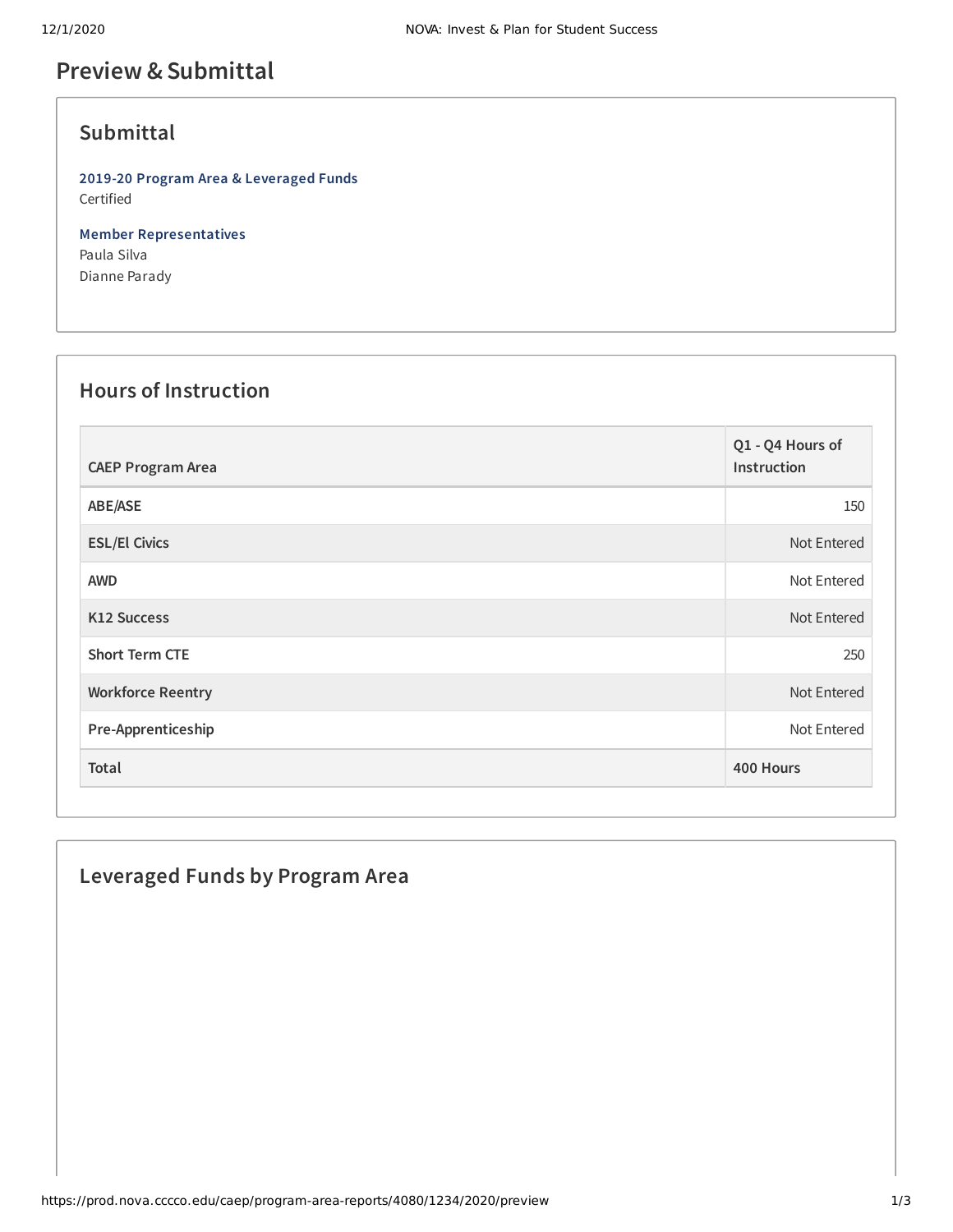# Preview & Submittal

## Submittal

**2019-20 Program Area & Leveraged Funds**
Certified

**Member Representatives**
Paula Silva
Dianne Parady

## Hours of Instruction

| CAEP Program Area | Q1 - Q4 Hours of Instruction |
|---|---|
| ABE/ASE | 150 |
| ESL/El Civics | Not Entered |
| AWD | Not Entered |
| K12 Success | Not Entered |
| Short Term CTE | 250 |
| Workforce Reentry | Not Entered |
| Pre-Apprenticeship | Not Entered |
| Total | 400 Hours |

## Leveraged Funds by Program Area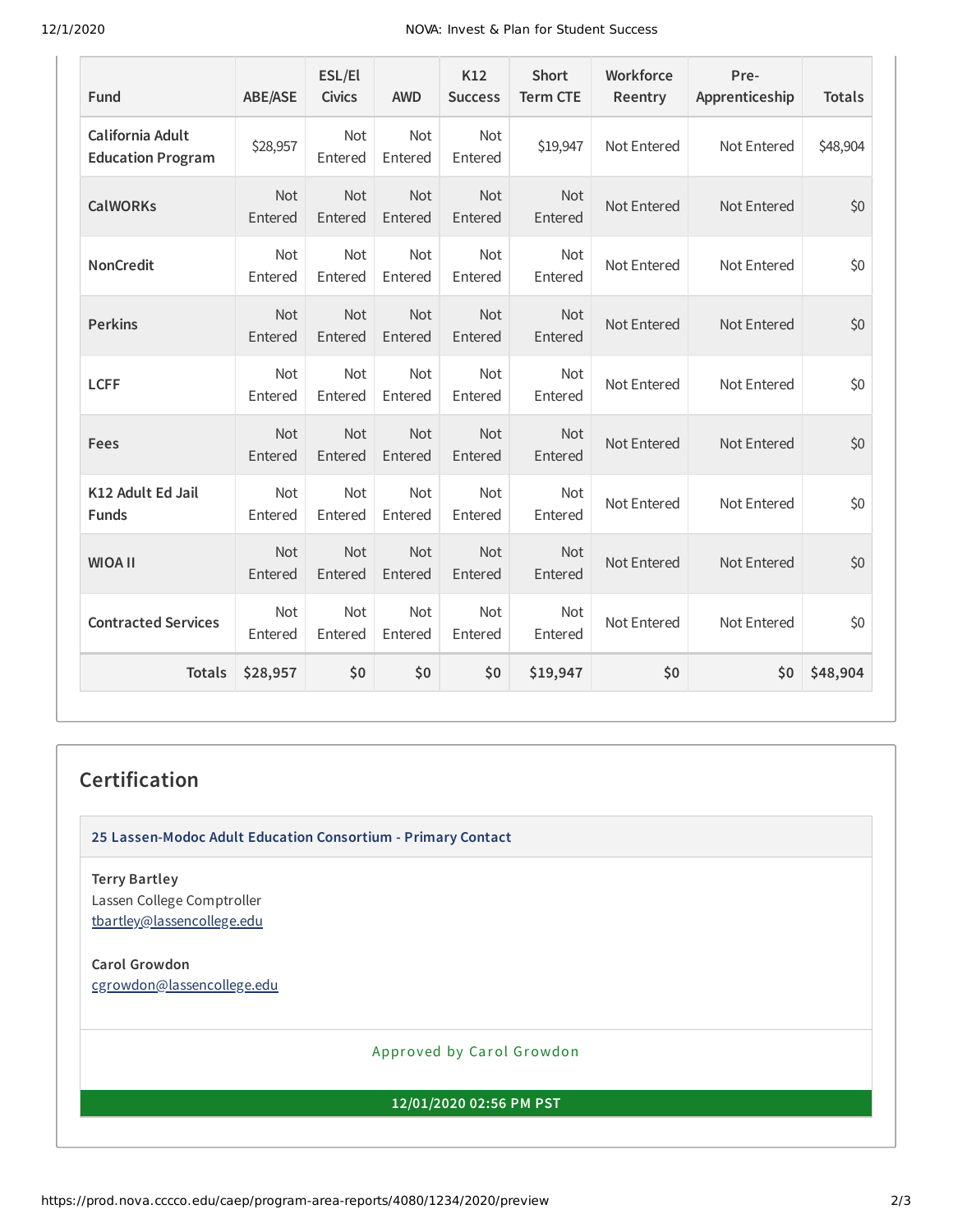| Fund | ABE/ASE | ESL/El Civics | AWD | K12 Success | Short Term CTE | Workforce Reentry | Pre-Apprenticeship | Totals |
|---|---|---|---|---|---|---|---|---|
| California Adult Education Program | $28,957 | Not Entered | Not Entered | Not Entered | $19,947 | Not Entered | Not Entered | $48,904 |
| CalWORKs | Not Entered | Not Entered | Not Entered | Not Entered | Not Entered | Not Entered | Not Entered | $0 |
| NonCredit | Not Entered | Not Entered | Not Entered | Not Entered | Not Entered | Not Entered | Not Entered | $0 |
| Perkins | Not Entered | Not Entered | Not Entered | Not Entered | Not Entered | Not Entered | Not Entered | $0 |
| LCFF | Not Entered | Not Entered | Not Entered | Not Entered | Not Entered | Not Entered | Not Entered | $0 |
| Fees | Not Entered | Not Entered | Not Entered | Not Entered | Not Entered | Not Entered | Not Entered | $0 |
| K12 Adult Ed Jail Funds | Not Entered | Not Entered | Not Entered | Not Entered | Not Entered | Not Entered | Not Entered | $0 |
| WIOA II | Not Entered | Not Entered | Not Entered | Not Entered | Not Entered | Not Entered | Not Entered | $0 |
| Contracted Services | Not Entered | Not Entered | Not Entered | Not Entered | Not Entered | Not Entered | Not Entered | $0 |
| **Totals** | **$28,957** | **$0** | **$0** | **$0** | **$19,947** | **$0** | **$0** | **$48,904** |

## Certification

**25 Lassen-Modoc Adult Education Consortium - Primary Contact**

**Terry Bartley**
Lassen College Comptroller
tbartley@lassencollege.edu

**Carol Growdon**
cgrowdon@lassencollege.edu

Approved by Carol Growdon

**12/01/2020 02:56 PM PST**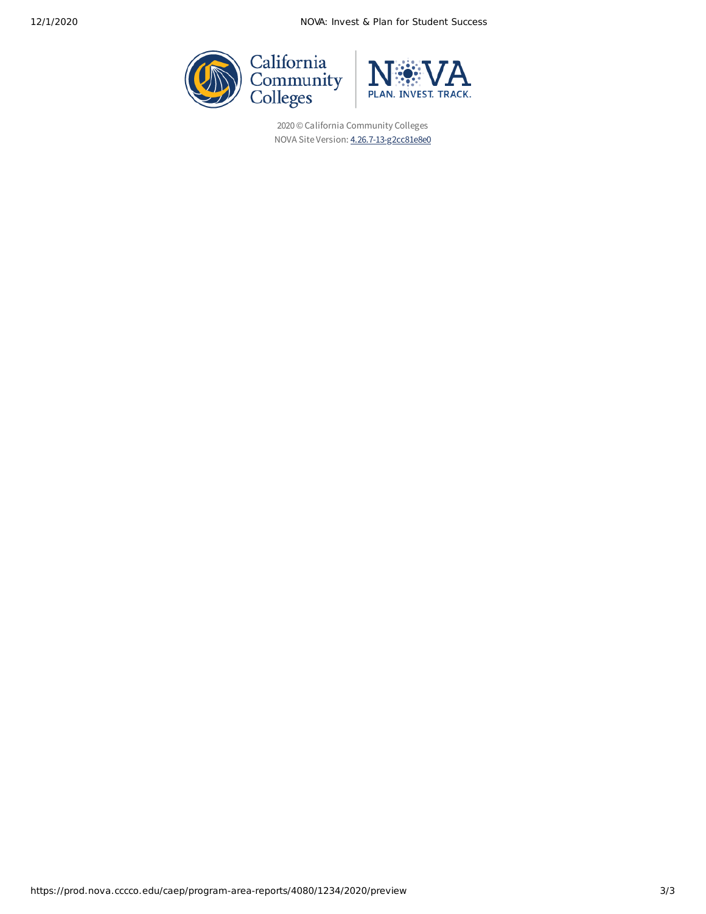2020 © California Community Colleges

NOVA Site Version: 4.26.7-13-g2cc81e8e0